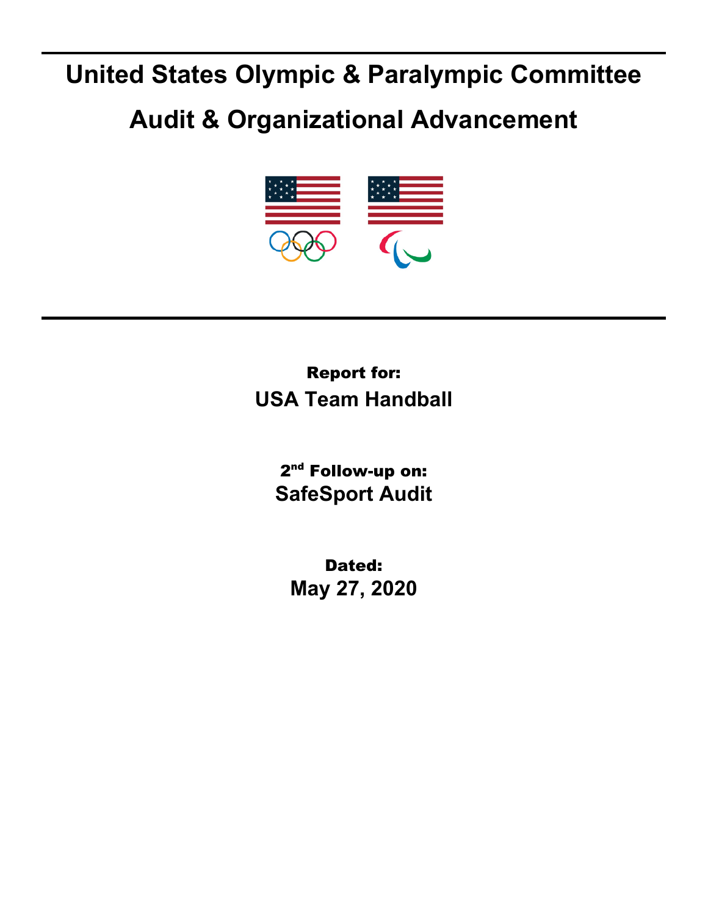# United States Olympic & Paralympic Committee

# Audit & Organizational Advancement

**Report for:**

**USA Team Handball**

**2nd Follow-up on:**

**SafeSport Audit**

**Dated:**

**May 27, 2020**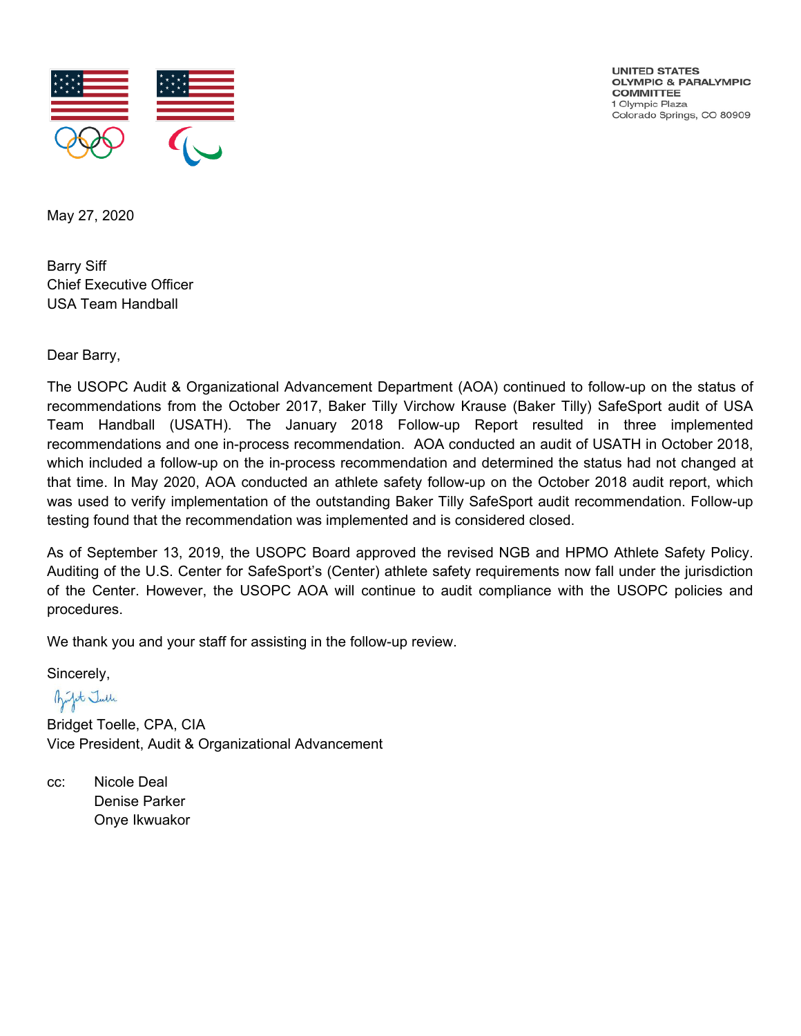UNITED STATES
OLYMPIC & PARALYMPIC
COMMITTEE
1 Olympic Plaza
Colorado Springs, CO 80909

May 27, 2020

Barry Siff
Chief Executive Officer
USA Team Handball

Dear Barry,

The USOPC Audit & Organizational Advancement Department (AOA) continued to follow-up on the status of recommendations from the October 2017, Baker Tilly Virchow Krause (Baker Tilly) SafeSport audit of USA Team Handball (USATH). The January 2018 Follow-up Report resulted in three implemented recommendations and one in-process recommendation. AOA conducted an audit of USATH in October 2018, which included a follow-up on the in-process recommendation and determined the status had not changed at that time. In May 2020, AOA conducted an athlete safety follow-up on the October 2018 audit report, which was used to verify implementation of the outstanding Baker Tilly SafeSport audit recommendation. Follow-up testing found that the recommendation was implemented and is considered closed.

As of September 13, 2019, the USOPC Board approved the revised NGB and HPMO Athlete Safety Policy. Auditing of the U.S. Center for SafeSport's (Center) athlete safety requirements now fall under the jurisdiction of the Center. However, the USOPC AOA will continue to audit compliance with the USOPC policies and procedures.

We thank you and your staff for assisting in the follow-up review.

Sincerely,

Bridget Toelle, CPA, CIA
Vice President, Audit & Organizational Advancement

cc: Nicole Deal
Denise Parker
Onye Ikwuakor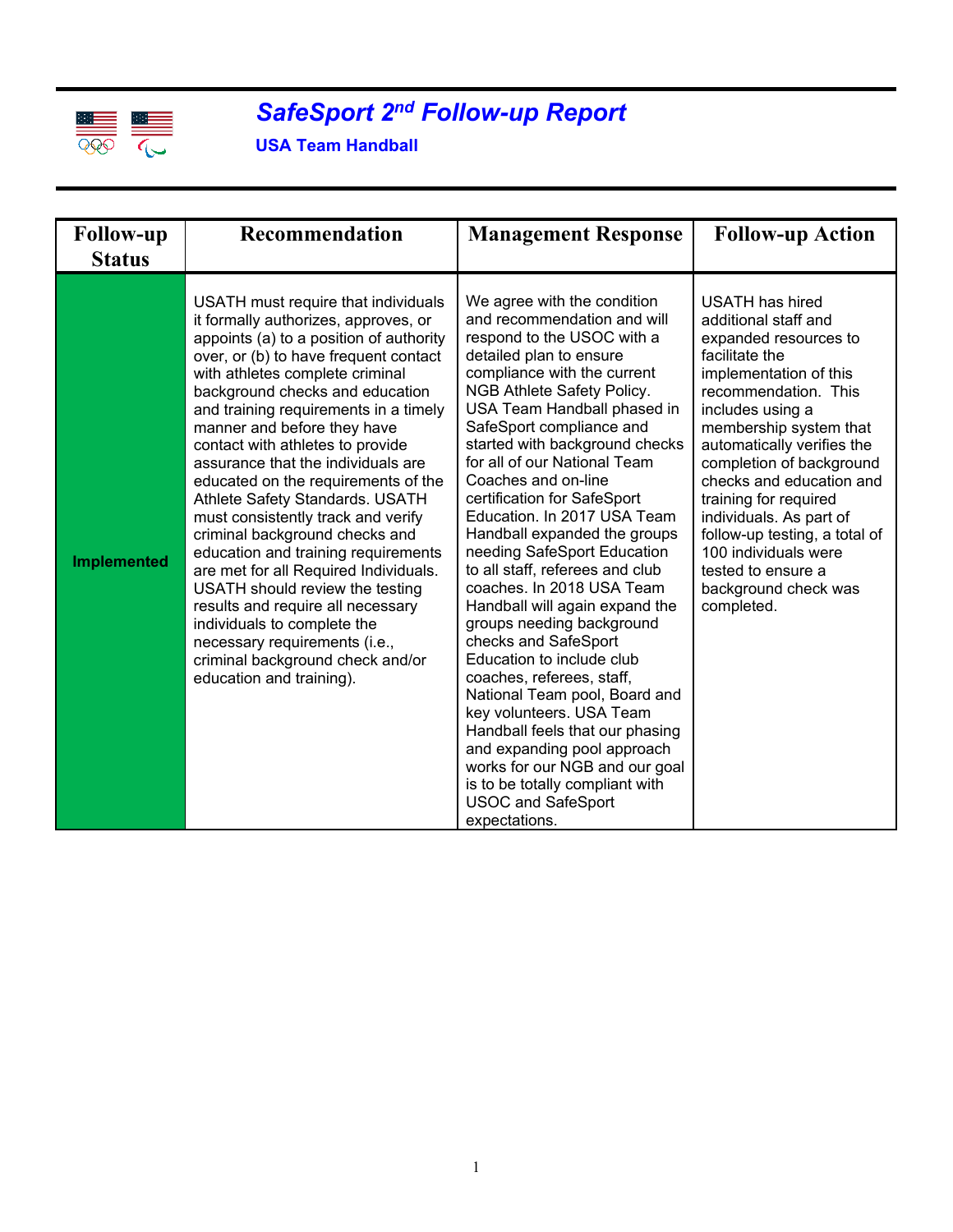# *SafeSport 2nd Follow-up Report*

**USA Team Handball**

| Follow-up Status | Recommendation | Management Response | Follow-up Action |
|---|---|---|---|
| **Implemented** | USATH must require that individuals it formally authorizes, approves, or appoints (a) to a position of authority over, or (b) to have frequent contact with athletes complete criminal background checks and education and training requirements in a timely manner and before they have contact with athletes to provide assurance that the individuals are educated on the requirements of the Athlete Safety Standards. USATH must consistently track and verify criminal background checks and education and training requirements are met for all Required Individuals. USATH should review the testing results and require all necessary individuals to complete the necessary requirements (i.e., criminal background check and/or education and training). | We agree with the condition and recommendation and will respond to the USOC with a detailed plan to ensure compliance with the current NGB Athlete Safety Policy. USA Team Handball phased in SafeSport compliance and started with background checks for all of our National Team Coaches and on-line certification for SafeSport Education. In 2017 USA Team Handball expanded the groups needing SafeSport Education to all staff, referees and club coaches. In 2018 USA Team Handball will again expand the groups needing background checks and SafeSport Education to include club coaches, referees, staff, National Team pool, Board and key volunteers. USA Team Handball feels that our phasing and expanding pool approach works for our NGB and our goal is to be totally compliant with USOC and SafeSport expectations. | USATH has hired additional staff and expanded resources to facilitate the implementation of this recommendation. This includes using a membership system that automatically verifies the completion of background checks and education and training for required individuals. As part of follow-up testing, a total of 100 individuals were tested to ensure a background check was completed. |